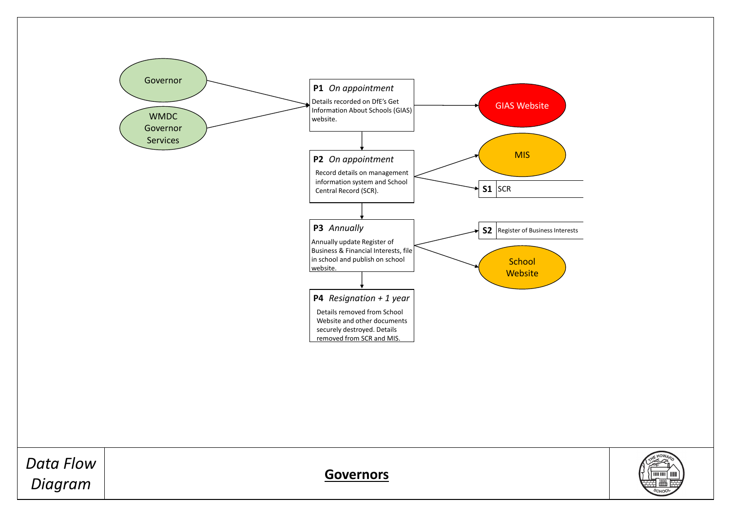# Data Flow Diagram

## Governors

**Sources:**
- Governor
- WMDC Governor Services

**P1** *On appointment*
Details recorded on DfE's Get Information About Schools (GIAS) website.
→ GIAS Website

**P2** *On appointment*
Record details on management information system and School Central Record (SCR).
→ MIS
→ **S1** SCR

**P3** *Annually*
Annually update Register of Business & Financial Interests, file in school and publish on school website.
→ **S2** Register of Business Interests
→ School Website

**P4** *Resignation + 1 year*
Details removed from School Website and other documents securely destroyed. Details removed from SCR and MIS.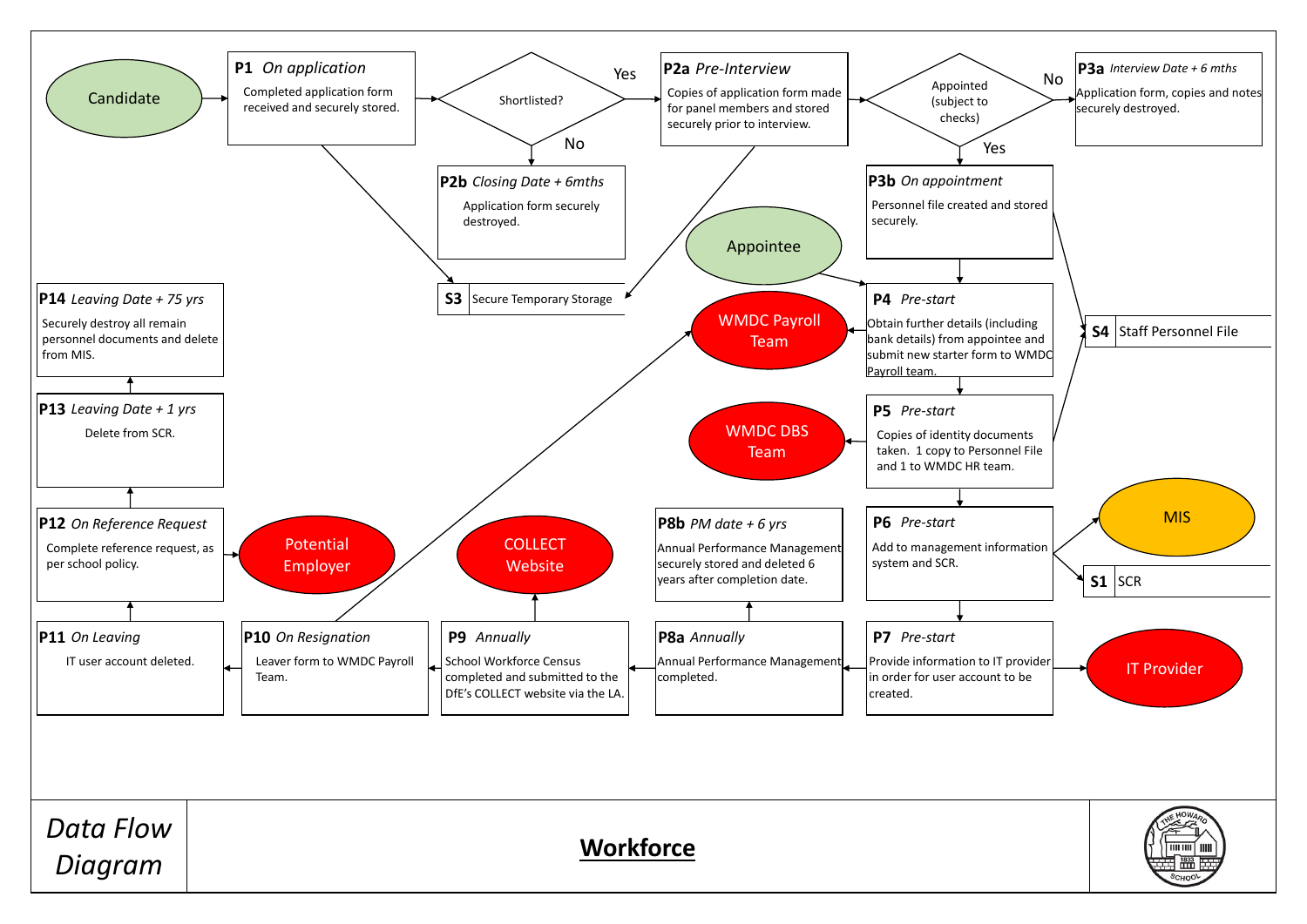# Workforce

## Data Flow Diagram

Candidate

**P1** *On application*
Completed application form received and securely stored.

Shortlisted? — Yes / No

**P2a** *Pre-Interview*
Copies of application form made for panel members and stored securely prior to interview.

**P2b** *Closing Date + 6mths*
Application form securely destroyed.

Appointed (subject to checks) — Yes / No

**P3a** *Interview Date + 6 mths*
Application form, copies and notes securely destroyed.

**P3b** *On appointment*
Personnel file created and stored securely.

**S3** Secure Temporary Storage

Appointee

**P4** *Pre-start*
Obtain further details (including bank details) from appointee and submit new starter form to WMDC Payroll team.

WMDC Payroll Team

**S4** Staff Personnel File

**P5** *Pre-start*
Copies of identity documents taken. 1 copy to Personnel File and 1 to WMDC HR team.

WMDC DBS Team

**P6** *Pre-start*
Add to management information system and SCR.

MIS

**S1** SCR

**P7** *Pre-start*
Provide information to IT provider in order for user account to be created.

IT Provider

**P8a** *Annually*
Annual Performance Management completed.

**P8b** *PM date + 6 yrs*
Annual Performance Management securely stored and deleted 6 years after completion date.

**P9** *Annually*
School Workforce Census completed and submitted to the DfE's COLLECT website via the LA.

COLLECT Website

**P10** *On Resignation*
Leaver form to WMDC Payroll Team.

**P11** *On Leaving*
IT user account deleted.

**P12** *On Reference Request*
Complete reference request, as per school policy.

Potential Employer

**P13** *Leaving Date + 1 yrs*
Delete from SCR.

**P14** *Leaving Date + 75 yrs*
Securely destroy all remain personnel documents and delete from MIS.

THE HOWARD SCHOOL 1833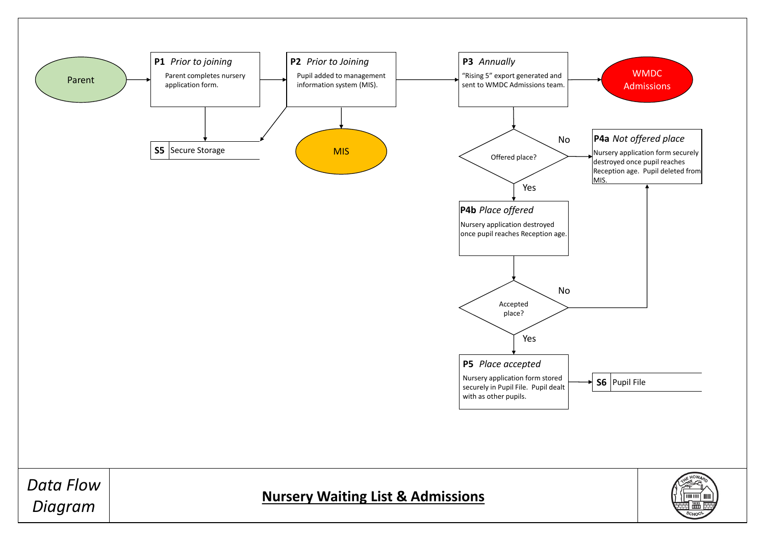Parent

**P1** *Prior to joining*

Parent completes nursery application form.

**P2** *Prior to Joining*

Pupil added to management information system (MIS).

**P3** *Annually*

"Rising 5" export generated and sent to WMDC Admissions team.

WMDC Admissions

**S5** Secure Storage

MIS

Offered place?

No

**P4a** *Not offered place*

Nursery application form securely destroyed once pupil reaches Reception age. Pupil deleted from MIS.

Yes

**P4b** *Place offered*

Nursery application destroyed once pupil reaches Reception age.

Accepted place?

No

Yes

**P5** *Place accepted*

Nursery application form stored securely in Pupil File. Pupil dealt with as other pupils.

**S6** Pupil File

*Data Flow Diagram*

**Nursery Waiting List & Admissions**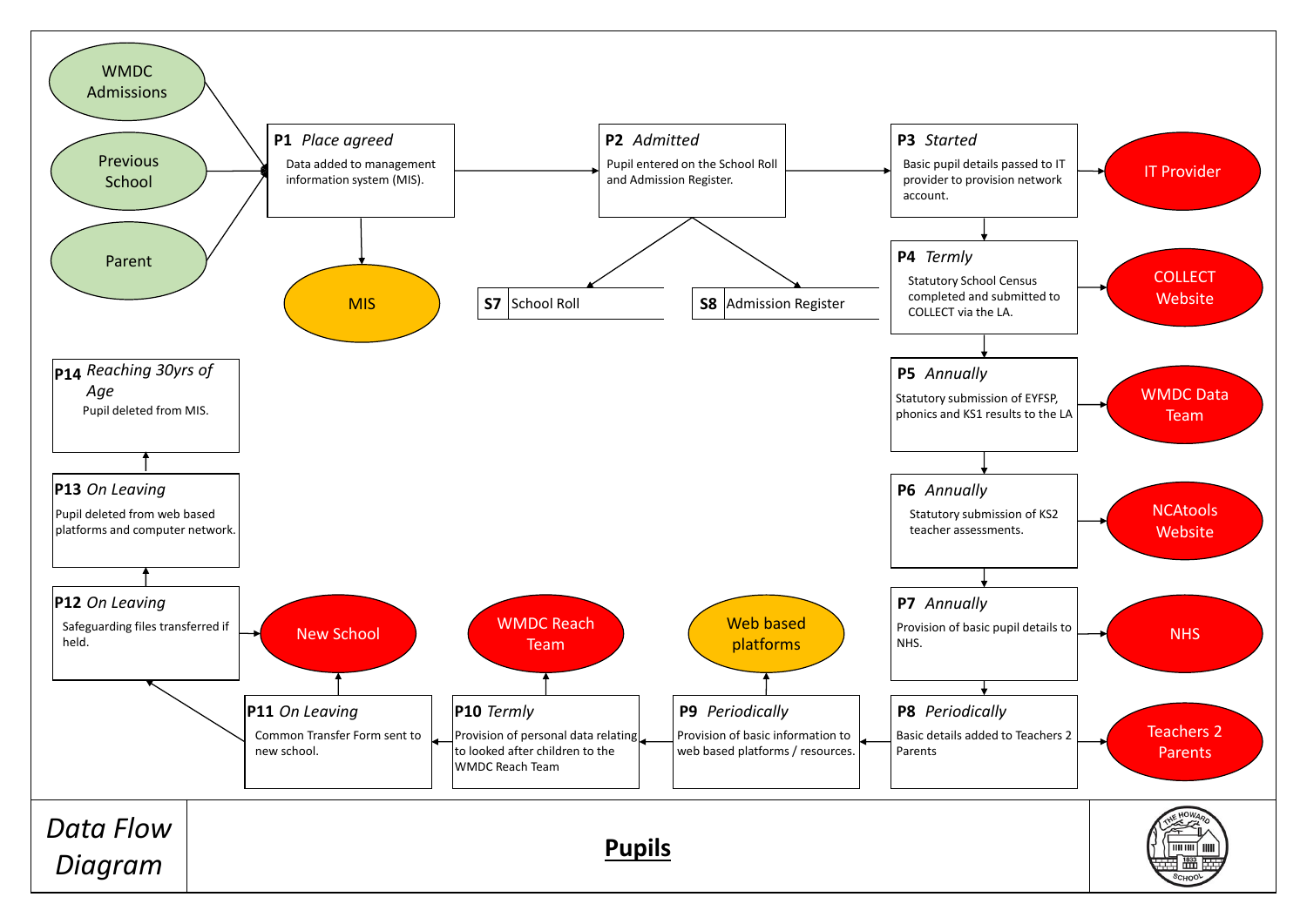# Data Flow Diagram

## Pupils

WMDC Admissions

Previous School

Parent

**P1** *Place agreed*
Data added to management information system (MIS).

MIS

**P2** *Admitted*
Pupil entered on the School Roll and Admission Register.

**S7** School Roll

**S8** Admission Register

**P3** *Started*
Basic pupil details passed to IT provider to provision network account.

IT Provider

**P4** *Termly*
Statutory School Census completed and submitted to COLLECT via the LA.

COLLECT Website

**P5** *Annually*
Statutory submission of EYFSP, phonics and KS1 results to the LA

WMDC Data Team

**P6** *Annually*
Statutory submission of KS2 teacher assessments.

NCAtools Website

**P7** *Annually*
Provision of basic pupil details to NHS.

NHS

**P8** *Periodically*
Basic details added to Teachers 2 Parents

Teachers 2 Parents

**P9** *Periodically*
Provision of basic information to web based platforms / resources.

Web based platforms

**P10** *Termly*
Provision of personal data relating to looked after children to the WMDC Reach Team

WMDC Reach Team

**P11** *On Leaving*
Common Transfer Form sent to new school.

New School

**P12** *On Leaving*
Safeguarding files transferred if held.

**P13** *On Leaving*
Pupil deleted from web based platforms and computer network.

**P14** *Reaching 30yrs of Age*
Pupil deleted from MIS.